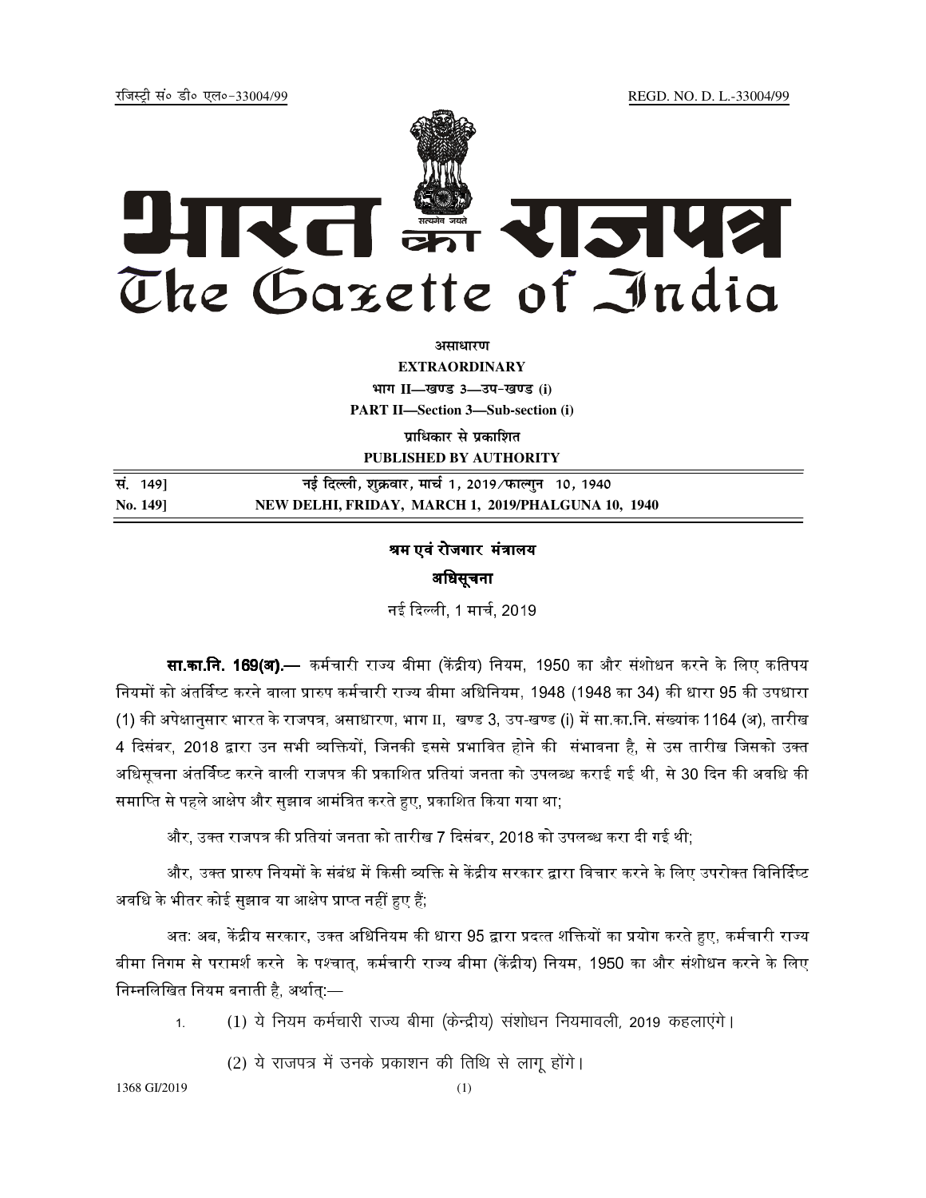रजिस्ट्री सं० डी० एल०-33004/99 REGD. NO. D. L.-33004/99

# भारत का राजपत्र
# The Gazette of India

**असाधारण**

**EXTRAORDINARY**

**भाग II—खण्ड 3—उप-खण्ड (i)**

**PART II—Section 3—Sub-section (i)**

**प्राधिकार से प्रकाशित**

**PUBLISHED BY AUTHORITY**

| | |
|---|---|
| सं. 149] | नई दिल्ली, शुक्रवार, मार्च 1, 2019/फाल्गुन 10, 1940 |
| No. 149] | NEW DELHI, FRIDAY, MARCH 1, 2019/PHALGUNA 10, 1940 |

## श्रम एवं रोजगार मंत्रालय

### अधिसूचना

नई दिल्ली, 1 मार्च, 2019

**सा.का.नि. 169(अ).—** कर्मचारी राज्य बीमा (केंद्रीय) नियम, 1950 का और संशोधन करने के लिए कतिपय नियमों को अंतर्विष्ट करने वाला प्रारुप कर्मचारी राज्य बीमा अधिनियम, 1948 (1948 का 34) की धारा 95 की उपधारा (1) की अपेक्षानुसार भारत के राजपत्र, असाधारण, भाग II, खण्ड 3, उप-खण्ड (i) में सा.का.नि. संख्यांक 1164 (अ), तारीख 4 दिसंबर, 2018 द्वारा उन सभी व्यक्तियों, जिनकी इससे प्रभावित होने की संभावना है, से उस तारीख जिसको उक्त अधिसूचना अंतर्विष्ट करने वाली राजपत्र की प्रकाशित प्रतियां जनता को उपलब्ध कराई गई थी, से 30 दिन की अवधि की समाप्ति से पहले आक्षेप और सुझाव आमंत्रित करते हुए, प्रकाशित किया गया था;

और, उक्त राजपत्र की प्रतियां जनता को तारीख 7 दिसंबर, 2018 को उपलब्ध करा दी गई थी;

और, उक्त प्रारुप नियमों के संबंध में किसी व्यक्ति से केंद्रीय सरकार द्वारा विचार करने के लिए उपरोक्त विनिर्दिष्ट अवधि के भीतर कोई सुझाव या आक्षेप प्राप्त नहीं हुए हैं;

अतः अब, केंद्रीय सरकार, उक्त अधिनियम की धारा 95 द्वारा प्रदत्त शक्तियों का प्रयोग करते हुए, कर्मचारी राज्य बीमा निगम से परामर्श करने के पश्चात्, कर्मचारी राज्य बीमा (केंद्रीय) नियम, 1950 का और संशोधन करने के लिए निम्नलिखित नियम बनाती है, अर्थात्:—

1. (1) ये नियम कर्मचारी राज्य बीमा (केन्द्रीय) संशोधन नियमावली, 2019 कहलाएंगे।

   (2) ये राजपत्र में उनके प्रकाशन की तिथि से लागू होंगे।

1368 GI/2019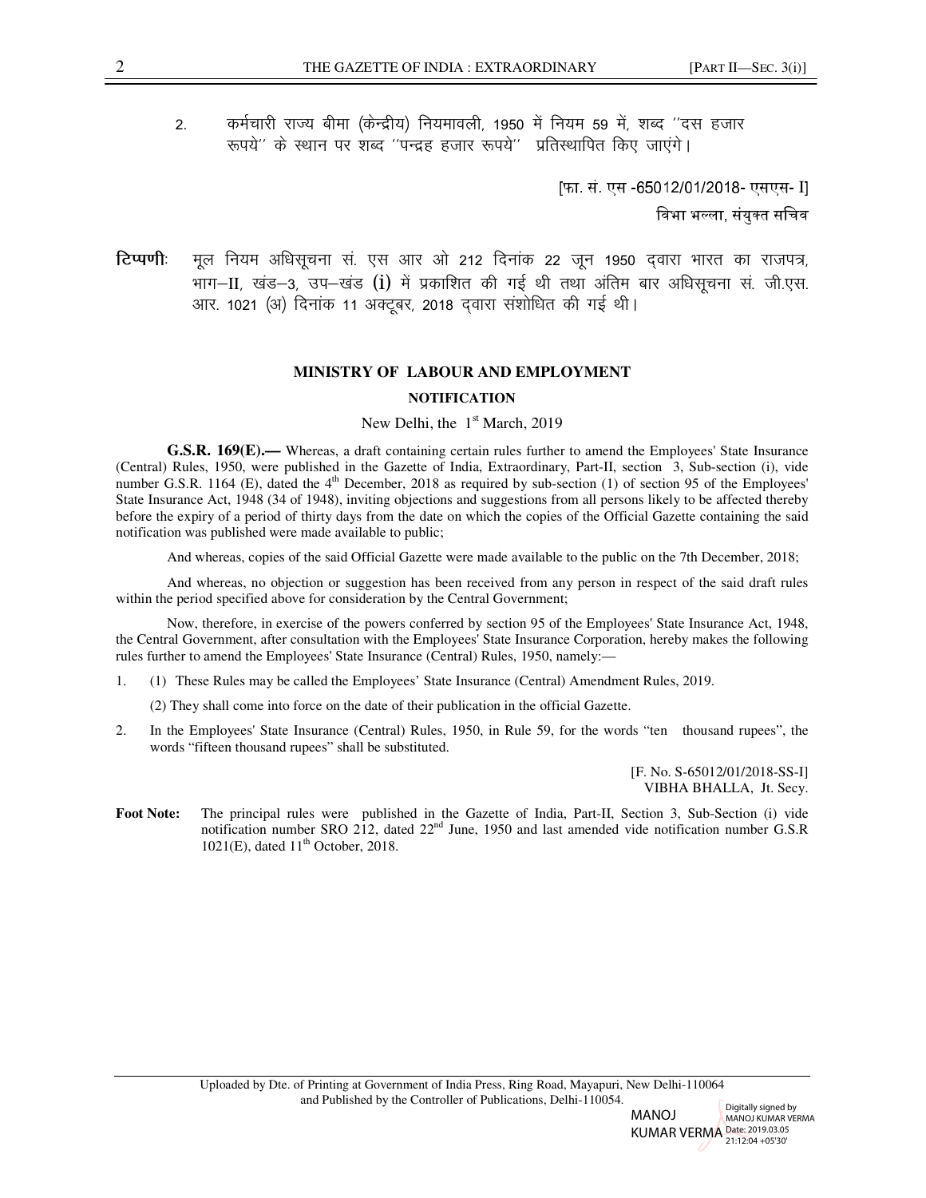2. कर्मचारी राज्य बीमा (केन्द्रीय) नियमावली, 1950 में नियम 59 में, शब्द ''दस हजार रूपये'' के स्थान पर शब्द ''पन्द्रह हजार रूपये'' प्रतिस्थापित किए जाएंगे।

[फा. सं. एस -65012/01/2018- एसएस- I]

विभा भल्ला, संयुक्त सचिव

**टिप्पणी**: मूल नियम अधिसूचना सं. एस आर ओ 212 दिनांक 22 जून 1950 द्वारा भारत का राजपत्र, भाग–II, खंड–3, उप–खंड (i) में प्रकाशित की गई थी तथा अंतिम बार अधिसूचना सं. जी.एस. आर. 1021 (अ) दिनांक 11 अक्टूबर, 2018 द्वारा संशोधित की गई थी।

## MINISTRY OF LABOUR AND EMPLOYMENT

### NOTIFICATION

New Delhi, the 1st March, 2019

**G.S.R. 169(E).—** Whereas, a draft containing certain rules further to amend the Employees' State Insurance (Central) Rules, 1950, were published in the Gazette of India, Extraordinary, Part-II, section 3, Sub-section (i), vide number G.S.R. 1164 (E), dated the 4th December, 2018 as required by sub-section (1) of section 95 of the Employees' State Insurance Act, 1948 (34 of 1948), inviting objections and suggestions from all persons likely to be affected thereby before the expiry of a period of thirty days from the date on which the copies of the Official Gazette containing the said notification was published were made available to public;

And whereas, copies of the said Official Gazette were made available to the public on the 7th December, 2018;

And whereas, no objection or suggestion has been received from any person in respect of the said draft rules within the period specified above for consideration by the Central Government;

Now, therefore, in exercise of the powers conferred by section 95 of the Employees' State Insurance Act, 1948, the Central Government, after consultation with the Employees' State Insurance Corporation, hereby makes the following rules further to amend the Employees' State Insurance (Central) Rules, 1950, namely:—

1. (1) These Rules may be called the Employees' State Insurance (Central) Amendment Rules, 2019.

   (2) They shall come into force on the date of their publication in the official Gazette.

2. In the Employees' State Insurance (Central) Rules, 1950, in Rule 59, for the words "ten thousand rupees", the words "fifteen thousand rupees" shall be substituted.

[F. No. S-65012/01/2018-SS-I]

VIBHA BHALLA, Jt. Secy.

**Foot Note:** The principal rules were published in the Gazette of India, Part-II, Section 3, Sub-Section (i) vide notification number SRO 212, dated 22nd June, 1950 and last amended vide notification number G.S.R 1021(E), dated 11th October, 2018.

Uploaded by Dte. of Printing at Government of India Press, Ring Road, Mayapuri, New Delhi-110064 and Published by the Controller of Publications, Delhi-110054.

MANOJ KUMAR VERMA

Digitally signed by MANOJ KUMAR VERMA
Date: 2019.03.05 21:12:04 +05'30'